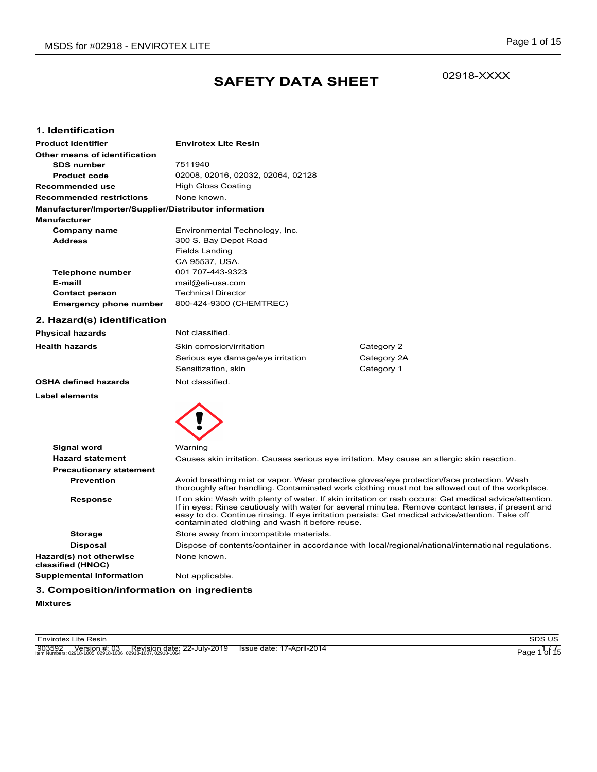# SAFETY DATA SHEET

02918-XXXX

## 1. Identification

| | |
|---|---|
| **Product identifier** | **Envirotex Lite Resin** |
| **Other means of identification** | |
| **SDS number** | 7511940 |
| **Product code** | 02008, 02016, 02032, 02064, 02128 |
| **Recommended use** | High Gloss Coating |
| **Recommended restrictions** | None known. |

**Manufacturer/Importer/Supplier/Distributor information**

**Manufacturer**

| | |
|---|---|
| **Company name** | Environmental Technology, Inc. |
| **Address** | 300 S. Bay Depot Road<br>Fields Landing<br>CA 95537, USA. |
| **Telephone number** | 001 707-443-9323 |
| **E-maill** | mail@eti-usa.com |
| **Contact person** | Technical Director |
| **Emergency phone number** | 800-424-9300 (CHEMTREC) |

## 2. Hazard(s) identification

| | | |
|---|---|---|
| **Physical hazards** | Not classified. | |
| **Health hazards** | Skin corrosion/irritation | Category 2 |
| | Serious eye damage/eye irritation | Category 2A |
| | Sensitization, skin | Category 1 |
| **OSHA defined hazards** | Not classified. | |

**Label elements**

**Signal word** Warning

**Hazard statement** Causes skin irritation. Causes serious eye irritation. May cause an allergic skin reaction.

**Precautionary statement**

**Prevention** Avoid breathing mist or vapor. Wear protective gloves/eye protection/face protection. Wash thoroughly after handling. Contaminated work clothing must not be allowed out of the workplace.

**Response** If on skin: Wash with plenty of water. If skin irritation or rash occurs: Get medical advice/attention. If in eyes: Rinse cautiously with water for several minutes. Remove contact lenses, if present and easy to do. Continue rinsing. If eye irritation persists: Get medical advice/attention. Take off contaminated clothing and wash it before reuse.

**Storage** Store away from incompatible materials.

**Disposal** Dispose of contents/container in accordance with local/regional/national/international regulations.

**Hazard(s) not otherwise classified (HNOC)** None known.

**Supplemental information** Not applicable.

## 3. Composition/information on ingredients

**Mixtures**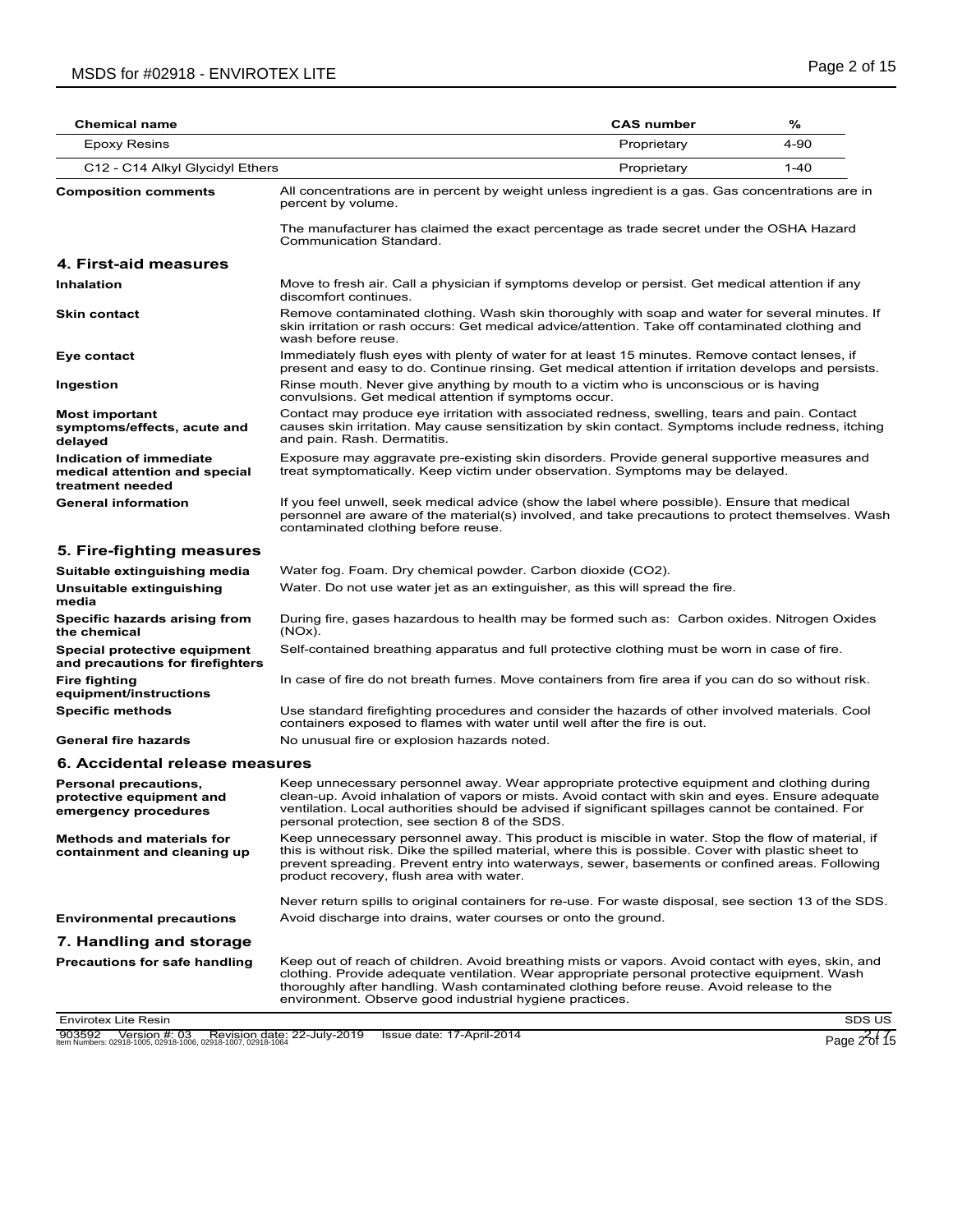| Chemical name | CAS number | % |
|---|---|---|
| Epoxy Resins | Proprietary | 4-90 |
| C12 - C14 Alkyl Glycidyl Ethers | Proprietary | 1-40 |

**Composition comments**

All concentrations are in percent by weight unless ingredient is a gas. Gas concentrations are in percent by volume.

The manufacturer has claimed the exact percentage as trade secret under the OSHA Hazard Communication Standard.

## 4. First-aid measures

**Inhalation**

Move to fresh air. Call a physician if symptoms develop or persist. Get medical attention if any discomfort continues.

**Skin contact**

Remove contaminated clothing. Wash skin thoroughly with soap and water for several minutes. If skin irritation or rash occurs: Get medical advice/attention. Take off contaminated clothing and wash before reuse.

**Eye contact**

Immediately flush eyes with plenty of water for at least 15 minutes. Remove contact lenses, if present and easy to do. Continue rinsing. Get medical attention if irritation develops and persists.

**Ingestion**

Rinse mouth. Never give anything by mouth to a victim who is unconscious or is having convulsions. Get medical attention if symptoms occur.

**Most important symptoms/effects, acute and delayed**

Contact may produce eye irritation with associated redness, swelling, tears and pain. Contact causes skin irritation. May cause sensitization by skin contact. Symptoms include redness, itching and pain. Rash. Dermatitis.

**Indication of immediate medical attention and special treatment needed**

Exposure may aggravate pre-existing skin disorders. Provide general supportive measures and treat symptomatically. Keep victim under observation. Symptoms may be delayed.

**General information**

If you feel unwell, seek medical advice (show the label where possible). Ensure that medical personnel are aware of the material(s) involved, and take precautions to protect themselves. Wash contaminated clothing before reuse.

## 5. Fire-fighting measures

**Suitable extinguishing media**

Water fog. Foam. Dry chemical powder. Carbon dioxide ($CO_2$).

**Unsuitable extinguishing media**

Water. Do not use water jet as an extinguisher, as this will spread the fire.

**Specific hazards arising from the chemical**

During fire, gases hazardous to health may be formed such as: Carbon oxides. Nitrogen Oxides ($NO_x$).

**Special protective equipment and precautions for firefighters**

Self-contained breathing apparatus and full protective clothing must be worn in case of fire.

**Fire fighting equipment/instructions**

In case of fire do not breath fumes. Move containers from fire area if you can do so without risk.

**Specific methods**

Use standard firefighting procedures and consider the hazards of other involved materials. Cool containers exposed to flames with water until well after the fire is out.

**General fire hazards**

No unusual fire or explosion hazards noted.

## 6. Accidental release measures

**Personal precautions, protective equipment and emergency procedures**

Keep unnecessary personnel away. Wear appropriate protective equipment and clothing during clean-up. Avoid inhalation of vapors or mists. Avoid contact with skin and eyes. Ensure adequate ventilation. Local authorities should be advised if significant spillages cannot be contained. For personal protection, see section 8 of the SDS.

**Methods and materials for containment and cleaning up**

Keep unnecessary personnel away. This product is miscible in water. Stop the flow of material, if this is without risk. Dike the spilled material, where this is possible. Cover with plastic sheet to prevent spreading. Prevent entry into waterways, sewer, basements or confined areas. Following product recovery, flush area with water.

Never return spills to original containers for re-use. For waste disposal, see section 13 of the SDS.

**Environmental precautions**

Avoid discharge into drains, water courses or onto the ground.

## 7. Handling and storage

**Precautions for safe handling**

Keep out of reach of children. Avoid breathing mists or vapors. Avoid contact with eyes, skin, and clothing. Provide adequate ventilation. Wear appropriate personal protective equipment. Wash thoroughly after handling. Wash contaminated clothing before reuse. Avoid release to the environment. Observe good industrial hygiene practices.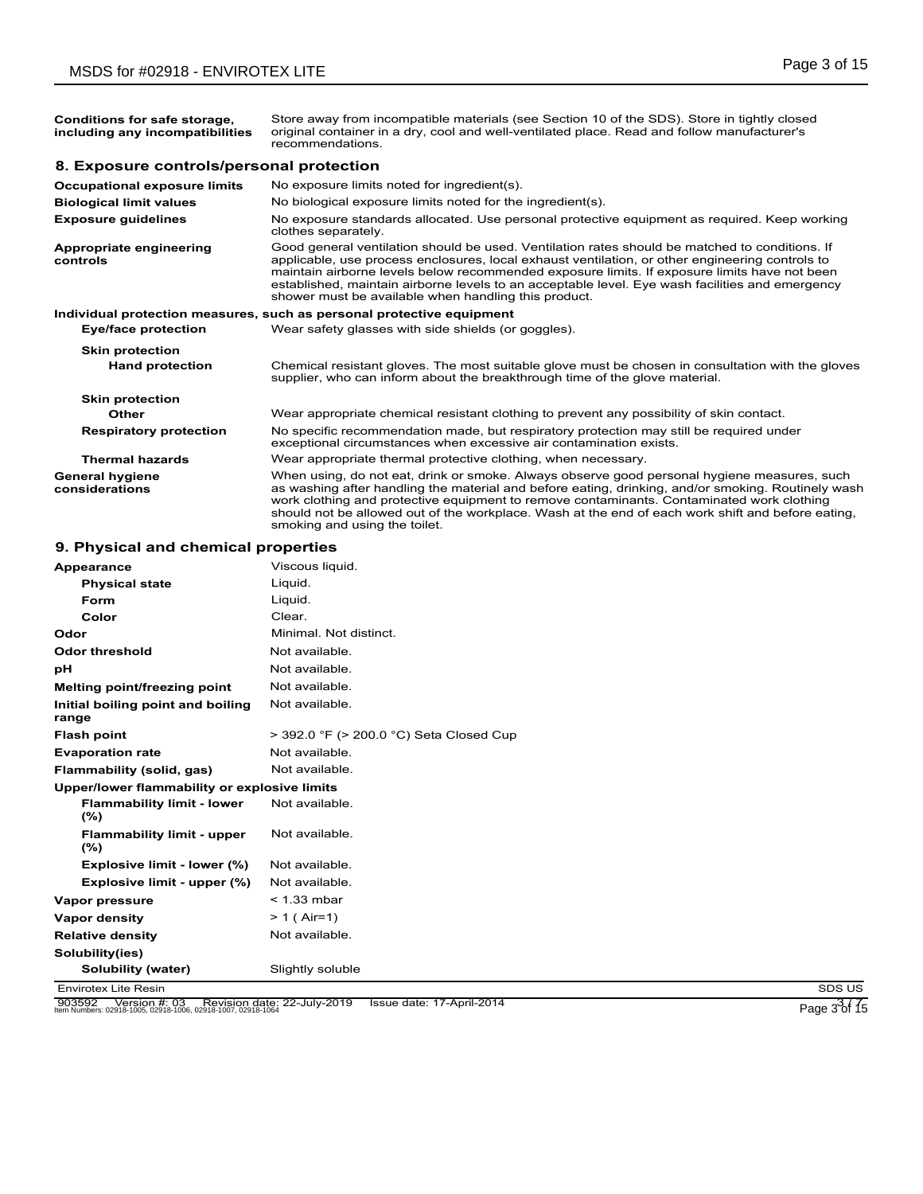| | |
|---|---|
| **Conditions for safe storage, including any incompatibilities** | Store away from incompatible materials (see Section 10 of the SDS). Store in tightly closed original container in a dry, cool and well-ventilated place. Read and follow manufacturer's recommendations. |

## 8. Exposure controls/personal protection

| | |
|---|---|
| **Occupational exposure limits** | No exposure limits noted for ingredient(s). |
| **Biological limit values** | No biological exposure limits noted for the ingredient(s). |
| **Exposure guidelines** | No exposure standards allocated. Use personal protective equipment as required. Keep working clothes separately. |
| **Appropriate engineering controls** | Good general ventilation should be used. Ventilation rates should be matched to conditions. If applicable, use process enclosures, local exhaust ventilation, or other engineering controls to maintain airborne levels below recommended exposure limits. If exposure limits have not been established, maintain airborne levels to an acceptable level. Eye wash facilities and emergency shower must be available when handling this product. |

**Individual protection measures, such as personal protective equipment**

| | |
|---|---|
| **Eye/face protection** | Wear safety glasses with side shields (or goggles). |
| **Skin protection** | |
| **Hand protection** | Chemical resistant gloves. The most suitable glove must be chosen in consultation with the gloves supplier, who can inform about the breakthrough time of the glove material. |
| **Skin protection** | |
| **Other** | Wear appropriate chemical resistant clothing to prevent any possibility of skin contact. |
| **Respiratory protection** | No specific recommendation made, but respiratory protection may still be required under exceptional circumstances when excessive air contamination exists. |
| **Thermal hazards** | Wear appropriate thermal protective clothing, when necessary. |
| **General hygiene considerations** | When using, do not eat, drink or smoke. Always observe good personal hygiene measures, such as washing after handling the material and before eating, drinking, and/or smoking. Routinely wash work clothing and protective equipment to remove contaminants. Contaminated work clothing should not be allowed out of the workplace. Wash at the end of each work shift and before eating, smoking and using the toilet. |

## 9. Physical and chemical properties

| | |
|---|---|
| **Appearance** | Viscous liquid. |
| **Physical state** | Liquid. |
| **Form** | Liquid. |
| **Color** | Clear. |
| **Odor** | Minimal. Not distinct. |
| **Odor threshold** | Not available. |
| **pH** | Not available. |
| **Melting point/freezing point** | Not available. |
| **Initial boiling point and boiling range** | Not available. |
| **Flash point** | > 392.0 °F (> 200.0 °C) Seta Closed Cup |
| **Evaporation rate** | Not available. |
| **Flammability (solid, gas)** | Not available. |
| **Upper/lower flammability or explosive limits** | |
| **Flammability limit - lower (%)** | Not available. |
| **Flammability limit - upper (%)** | Not available. |
| **Explosive limit - lower (%)** | Not available. |
| **Explosive limit - upper (%)** | Not available. |
| **Vapor pressure** | < 1.33 mbar |
| **Vapor density** | > 1 ( Air=1) |
| **Relative density** | Not available. |
| **Solubility(ies)** | |
| **Solubility (water)** | Slightly soluble |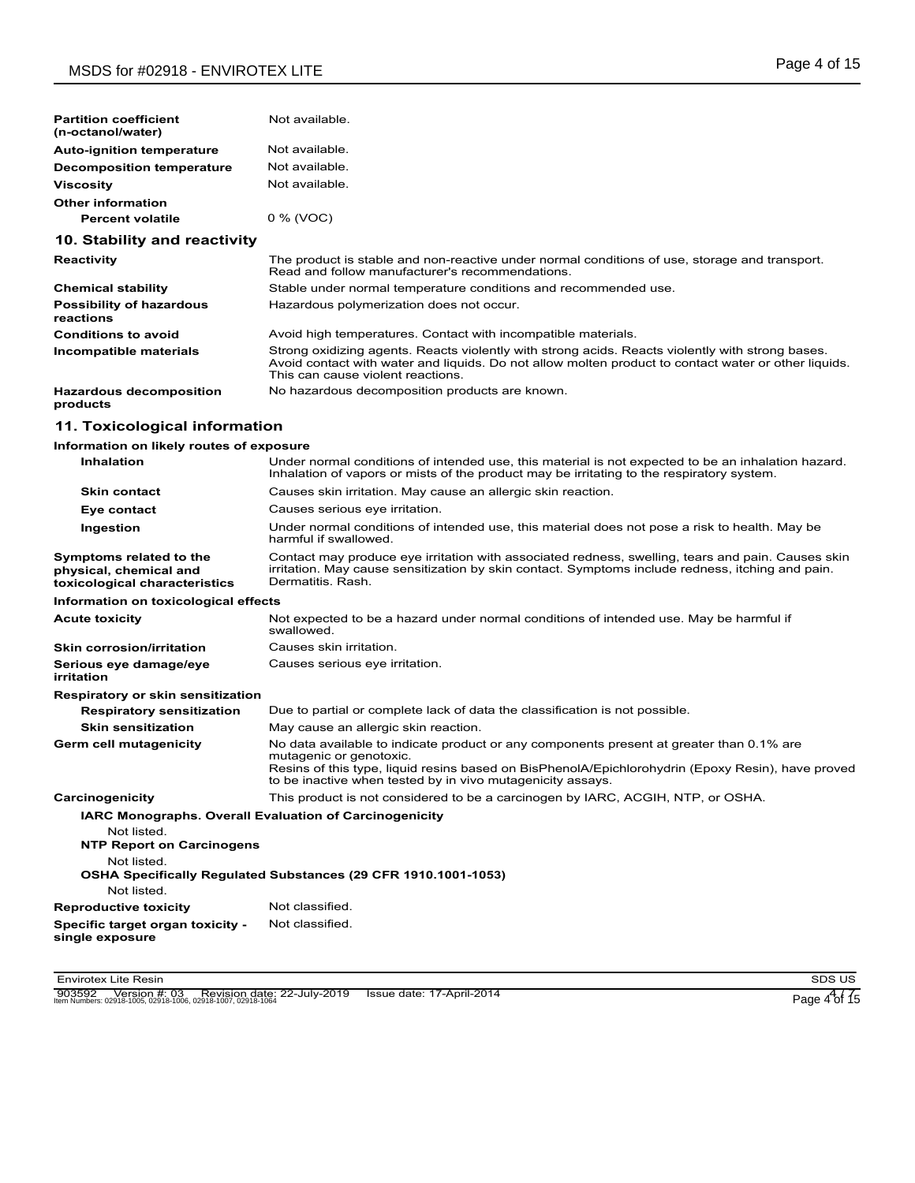| | |
|---|---|
| **Partition coefficient (n-octanol/water)** | Not available. |
| **Auto-ignition temperature** | Not available. |
| **Decomposition temperature** | Not available. |
| **Viscosity** | Not available. |
| **Other information** | |
| **Percent volatile** | 0 % (VOC) |

## 10. Stability and reactivity

| | |
|---|---|
| **Reactivity** | The product is stable and non-reactive under normal conditions of use, storage and transport. Read and follow manufacturer's recommendations. |
| **Chemical stability** | Stable under normal temperature conditions and recommended use. |
| **Possibility of hazardous reactions** | Hazardous polymerization does not occur. |
| **Conditions to avoid** | Avoid high temperatures. Contact with incompatible materials. |
| **Incompatible materials** | Strong oxidizing agents. Reacts violently with strong acids. Reacts violently with strong bases. Avoid contact with water and liquids. Do not allow molten product to contact water or other liquids. This can cause violent reactions. |
| **Hazardous decomposition products** | No hazardous decomposition products are known. |

## 11. Toxicological information

**Information on likely routes of exposure**

| | |
|---|---|
| **Inhalation** | Under normal conditions of intended use, this material is not expected to be an inhalation hazard. Inhalation of vapors or mists of the product may be irritating to the respiratory system. |
| **Skin contact** | Causes skin irritation. May cause an allergic skin reaction. |
| **Eye contact** | Causes serious eye irritation. |
| **Ingestion** | Under normal conditions of intended use, this material does not pose a risk to health. May be harmful if swallowed. |
| **Symptoms related to the physical, chemical and toxicological characteristics** | Contact may produce eye irritation with associated redness, swelling, tears and pain. Causes skin irritation. May cause sensitization by skin contact. Symptoms include redness, itching and pain. Dermatitis. Rash. |

**Information on toxicological effects**

| | |
|---|---|
| **Acute toxicity** | Not expected to be a hazard under normal conditions of intended use. May be harmful if swallowed. |
| **Skin corrosion/irritation** | Causes skin irritation. |
| **Serious eye damage/eye irritation** | Causes serious eye irritation. |
| **Respiratory or skin sensitization** | |
| **Respiratory sensitization** | Due to partial or complete lack of data the classification is not possible. |
| **Skin sensitization** | May cause an allergic skin reaction. |
| **Germ cell mutagenicity** | No data available to indicate product or any components present at greater than 0.1% are mutagenic or genotoxic. Resins of this type, liquid resins based on BisPhenolA/Epichlorohydrin (Epoxy Resin), have proved to be inactive when tested by in vivo mutagenicity assays. |
| **Carcinogenicity** | This product is not considered to be a carcinogen by IARC, ACGIH, NTP, or OSHA. |

**IARC Monographs. Overall Evaluation of Carcinogenicity**

Not listed.

**NTP Report on Carcinogens**

Not listed.

**OSHA Specifically Regulated Substances (29 CFR 1910.1001-1053)**

Not listed.

| | |
|---|---|
| **Reproductive toxicity** | Not classified. |
| **Specific target organ toxicity - single exposure** | Not classified. |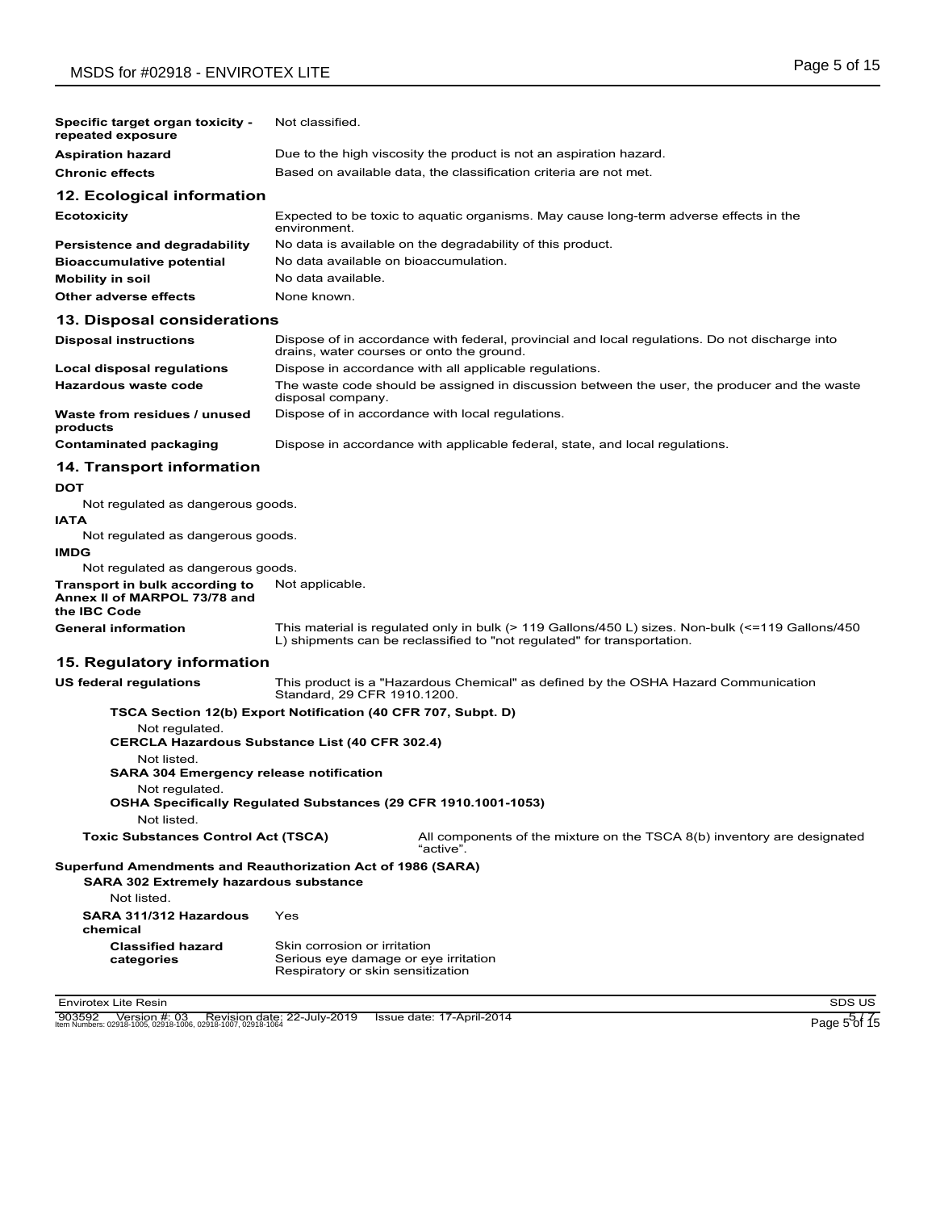| | |
|---|---|
| **Specific target organ toxicity - repeated exposure** | Not classified. |
| **Aspiration hazard** | Due to the high viscosity the product is not an aspiration hazard. |
| **Chronic effects** | Based on available data, the classification criteria are not met. |

## 12. Ecological information

| | |
|---|---|
| **Ecotoxicity** | Expected to be toxic to aquatic organisms. May cause long-term adverse effects in the environment. |
| **Persistence and degradability** | No data is available on the degradability of this product. |
| **Bioaccumulative potential** | No data available on bioaccumulation. |
| **Mobility in soil** | No data available. |
| **Other adverse effects** | None known. |

## 13. Disposal considerations

| | |
|---|---|
| **Disposal instructions** | Dispose of in accordance with federal, provincial and local regulations. Do not discharge into drains, water courses or onto the ground. |
| **Local disposal regulations** | Dispose in accordance with all applicable regulations. |
| **Hazardous waste code** | The waste code should be assigned in discussion between the user, the producer and the waste disposal company. |
| **Waste from residues / unused products** | Dispose of in accordance with local regulations. |
| **Contaminated packaging** | Dispose in accordance with applicable federal, state, and local regulations. |

## 14. Transport information

**DOT**

Not regulated as dangerous goods.

**IATA**

Not regulated as dangerous goods.

**IMDG**

Not regulated as dangerous goods.

| | |
|---|---|
| **Transport in bulk according to Annex II of MARPOL 73/78 and the IBC Code** | Not applicable. |
| **General information** | This material is regulated only in bulk (> 119 Gallons/450 L) sizes. Non-bulk (<=119 Gallons/450 L) shipments can be reclassified to "not regulated" for transportation. |

## 15. Regulatory information

**US federal regulations** This product is a "Hazardous Chemical" as defined by the OSHA Hazard Communication Standard, 29 CFR 1910.1200.

**TSCA Section 12(b) Export Notification (40 CFR 707, Subpt. D)**

Not regulated.

**CERCLA Hazardous Substance List (40 CFR 302.4)**

Not listed.

**SARA 304 Emergency release notification**

Not regulated.

**OSHA Specifically Regulated Substances (29 CFR 1910.1001-1053)**

Not listed.

**Toxic Substances Control Act (TSCA)** All components of the mixture on the TSCA 8(b) inventory are designated "active".

**Superfund Amendments and Reauthorization Act of 1986 (SARA)**

**SARA 302 Extremely hazardous substance**

Not listed.

| | |
|---|---|
| **SARA 311/312 Hazardous chemical** | Yes |
| **Classified hazard categories** | Skin corrosion or irritation<br>Serious eye damage or eye irritation<br>Respiratory or skin sensitization |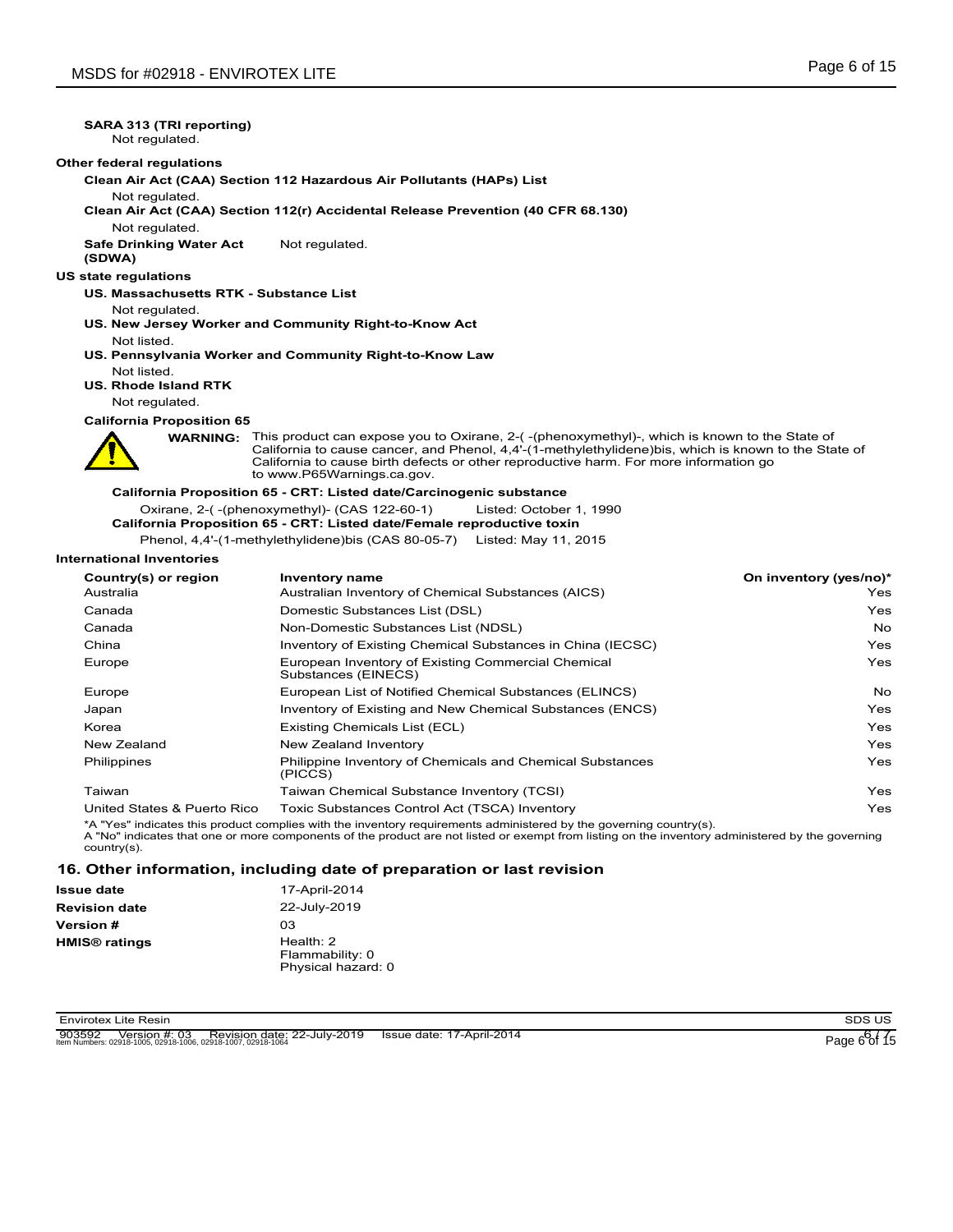**SARA 313 (TRI reporting)**

Not regulated.

**Other federal regulations**

**Clean Air Act (CAA) Section 112 Hazardous Air Pollutants (HAPs) List**

Not regulated.

**Clean Air Act (CAA) Section 112(r) Accidental Release Prevention (40 CFR 68.130)**

Not regulated.

**Safe Drinking Water Act (SDWA)** Not regulated.

**US state regulations**

**US. Massachusetts RTK - Substance List**

Not regulated.

**US. New Jersey Worker and Community Right-to-Know Act**

Not listed.

**US. Pennsylvania Worker and Community Right-to-Know Law**

Not listed.

**US. Rhode Island RTK**

Not regulated.

**California Proposition 65**

**WARNING:** This product can expose you to Oxirane, 2-( -(phenoxymethyl)-, which is known to the State of California to cause cancer, and Phenol, 4,4'-(1-methylethylidene)bis, which is known to the State of California to cause birth defects or other reproductive harm. For more information go to www.P65Warnings.ca.gov.

**California Proposition 65 - CRT: Listed date/Carcinogenic substance**

Oxirane, 2-( -(phenoxymethyl)- (CAS 122-60-1) Listed: October 1, 1990

**California Proposition 65 - CRT: Listed date/Female reproductive toxin**

Phenol, 4,4'-(1-methylethylidene)bis (CAS 80-05-7) Listed: May 11, 2015

**International Inventories**

| Country(s) or region | Inventory name | On inventory (yes/no)* |
|---|---|---|
| Australia | Australian Inventory of Chemical Substances (AICS) | Yes |
| Canada | Domestic Substances List (DSL) | Yes |
| Canada | Non-Domestic Substances List (NDSL) | No |
| China | Inventory of Existing Chemical Substances in China (IECSC) | Yes |
| Europe | European Inventory of Existing Commercial Chemical Substances (EINECS) | Yes |
| Europe | European List of Notified Chemical Substances (ELINCS) | No |
| Japan | Inventory of Existing and New Chemical Substances (ENCS) | Yes |
| Korea | Existing Chemicals List (ECL) | Yes |
| New Zealand | New Zealand Inventory | Yes |
| Philippines | Philippine Inventory of Chemicals and Chemical Substances (PICCS) | Yes |
| Taiwan | Taiwan Chemical Substance Inventory (TCSI) | Yes |
| United States & Puerto Rico | Toxic Substances Control Act (TSCA) Inventory | Yes |

*A "Yes" indicates this product complies with the inventory requirements administered by the governing country(s).
A "No" indicates that one or more components of the product are not listed or exempt from listing on the inventory administered by the governing country(s).

## 16. Other information, including date of preparation or last revision

| | |
|---|---|
| **Issue date** | 17-April-2014 |
| **Revision date** | 22-July-2019 |
| **Version #** | 03 |
| **HMIS® ratings** | Health: 2<br>Flammability: 0<br>Physical hazard: 0 |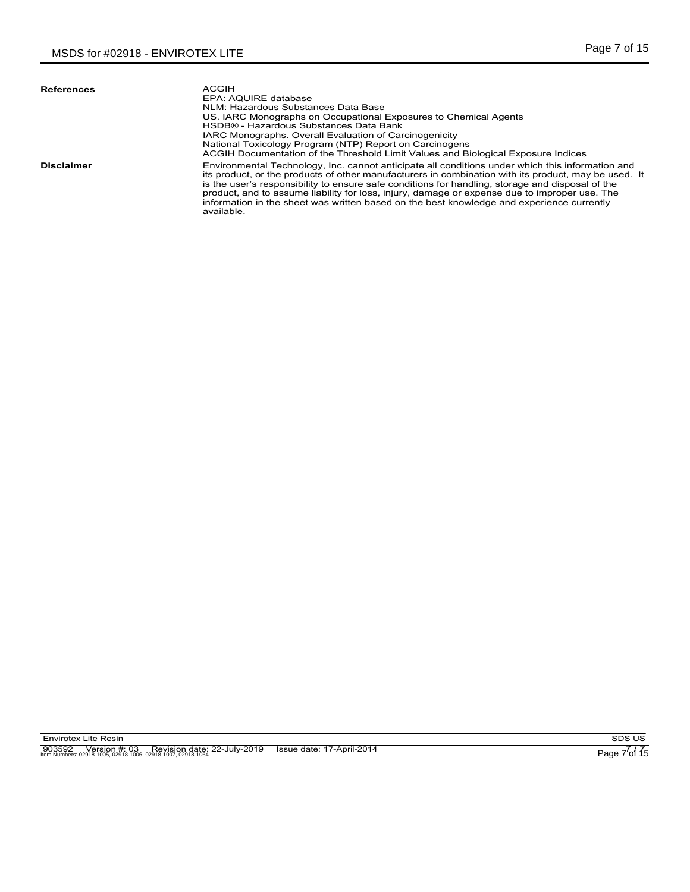**References**

ACGIH
EPA: AQUIRE database
NLM: Hazardous Substances Data Base
US. IARC Monographs on Occupational Exposures to Chemical Agents
HSDB® - Hazardous Substances Data Bank
IARC Monographs. Overall Evaluation of Carcinogenicity
National Toxicology Program (NTP) Report on Carcinogens
ACGIH Documentation of the Threshold Limit Values and Biological Exposure Indices

**Disclaimer**

Environmental Technology, Inc. cannot anticipate all conditions under which this information and its product, or the products of other manufacturers in combination with its product, may be used. It is the user's responsibility to ensure safe conditions for handling, storage and disposal of the product, and to assume liability for loss, injury, damage or expense due to improper use. The information in the sheet was written based on the best knowledge and experience currently available.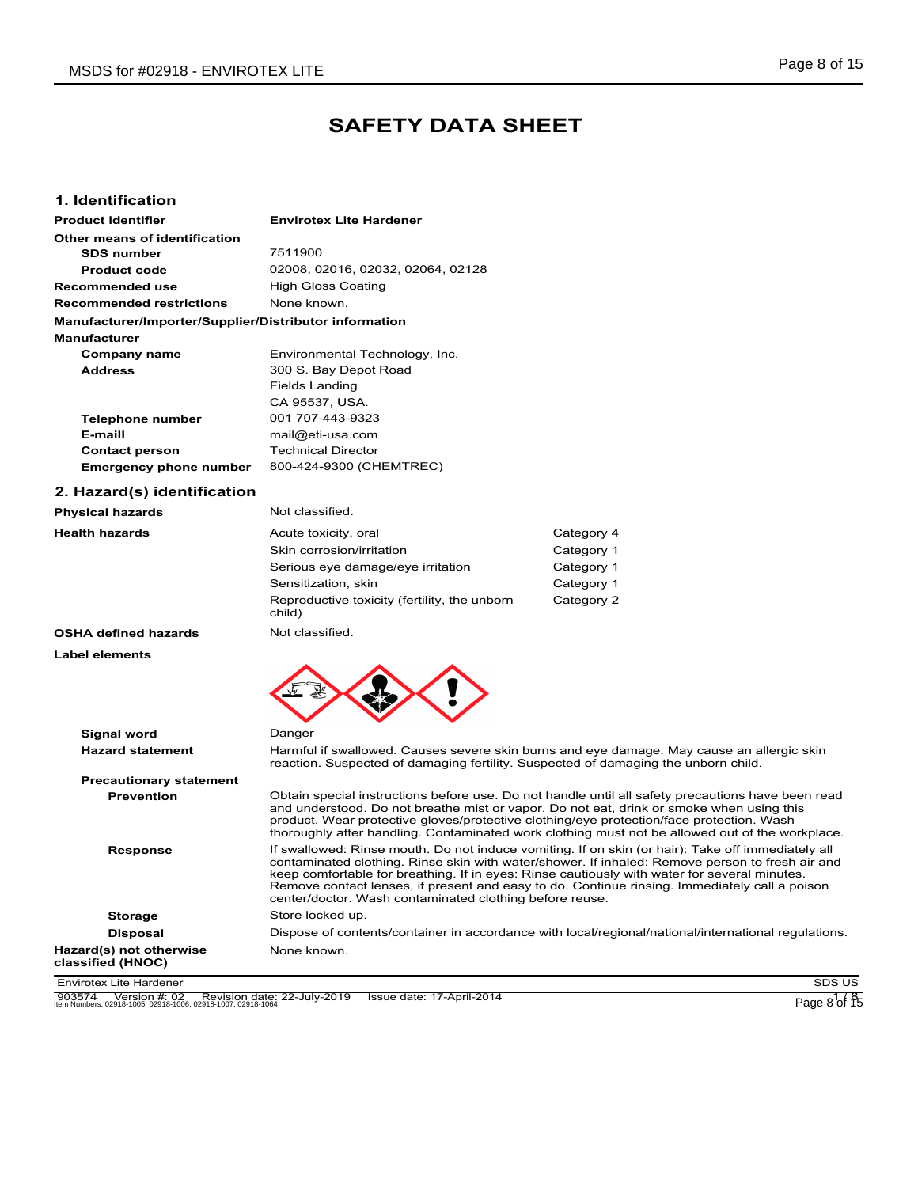# SAFETY DATA SHEET

## 1. Identification

**Product identifier** Envirotex Lite Hardener

**Other means of identification**

| | |
|---|---|
| **SDS number** | 7511900 |
| **Product code** | 02008, 02016, 02032, 02064, 02128 |
| **Recommended use** | High Gloss Coating |
| **Recommended restrictions** | None known. |

**Manufacturer/Importer/Supplier/Distributor information**

**Manufacturer**

| | |
|---|---|
| **Company name** | Environmental Technology, Inc. |
| **Address** | 300 S. Bay Depot Road<br>Fields Landing<br>CA 95537, USA. |
| **Telephone number** | 001 707-443-9323 |
| **E-maill** | mail@eti-usa.com |
| **Contact person** | Technical Director |
| **Emergency phone number** | 800-424-9300 (CHEMTREC) |

## 2. Hazard(s) identification

**Physical hazards** Not classified.

| **Health hazards** | | |
|---|---|---|
| | Acute toxicity, oral | Category 4 |
| | Skin corrosion/irritation | Category 1 |
| | Serious eye damage/eye irritation | Category 1 |
| | Sensitization, skin | Category 1 |
| | Reproductive toxicity (fertility, the unborn child) | Category 2 |

**OSHA defined hazards** Not classified.

**Label elements**

**Signal word** Danger

**Hazard statement** Harmful if swallowed. Causes severe skin burns and eye damage. May cause an allergic skin reaction. Suspected of damaging fertility. Suspected of damaging the unborn child.

**Precautionary statement**

**Prevention** Obtain special instructions before use. Do not handle until all safety precautions have been read and understood. Do not breathe mist or vapor. Do not eat, drink or smoke when using this product. Wear protective gloves/protective clothing/eye protection/face protection. Wash thoroughly after handling. Contaminated work clothing must not be allowed out of the workplace.

**Response** If swallowed: Rinse mouth. Do not induce vomiting. If on skin (or hair): Take off immediately all contaminated clothing. Rinse skin with water/shower. If inhaled: Remove person to fresh air and keep comfortable for breathing. If in eyes: Rinse cautiously with water for several minutes. Remove contact lenses, if present and easy to do. Continue rinsing. Immediately call a poison center/doctor. Wash contaminated clothing before reuse.

**Storage** Store locked up.

**Disposal** Dispose of contents/container in accordance with local/regional/national/international regulations.

**Hazard(s) not otherwise classified (HNOC)** None known.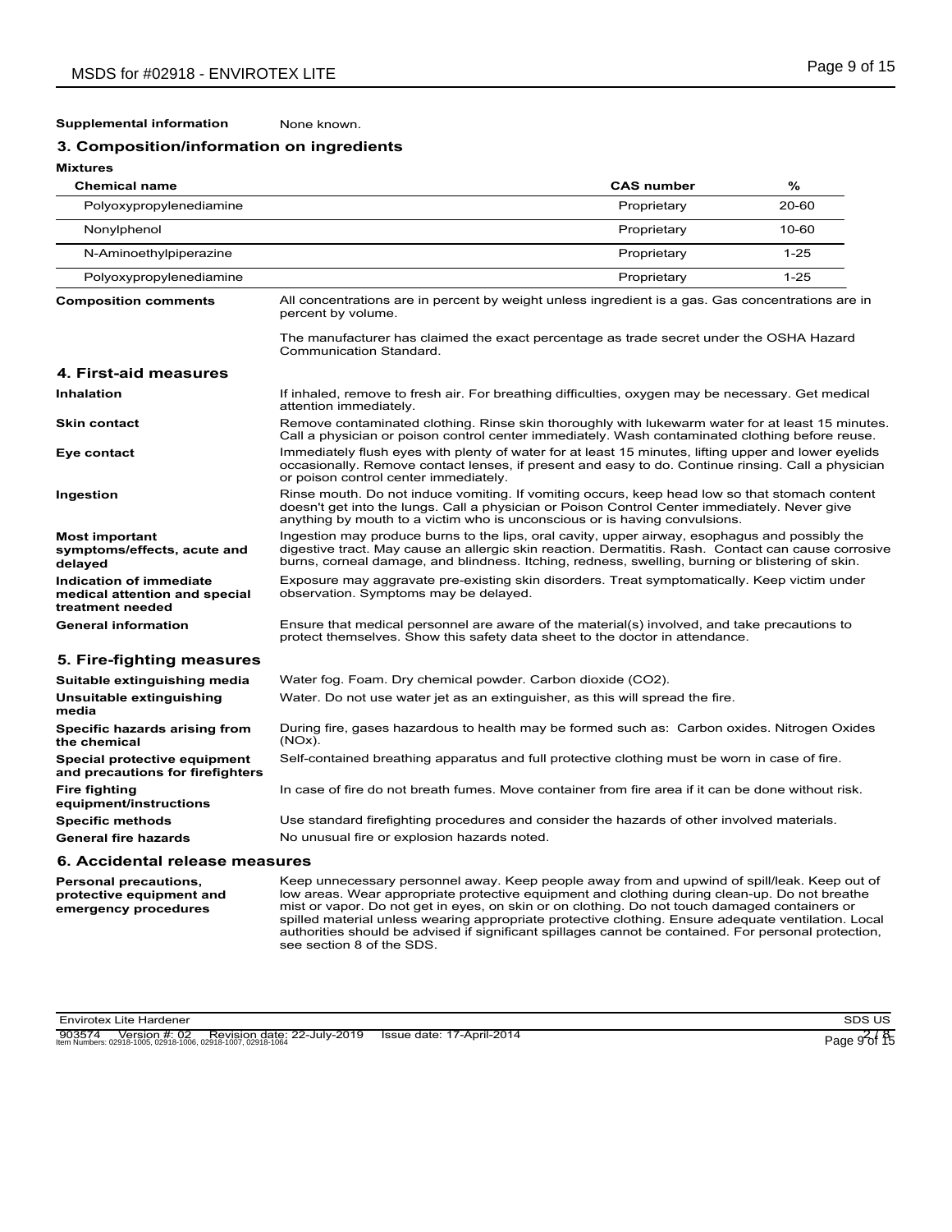**Supplemental information** None known.

## 3. Composition/information on ingredients

**Mixtures**

| Chemical name | CAS number | % |
|---|---|---|
| Polyoxypropylenediamine | Proprietary | 20-60 |
| Nonylphenol | Proprietary | 10-60 |
| N-Aminoethylpiperazine | Proprietary | 1-25 |
| Polyoxypropylenediamine | Proprietary | 1-25 |

**Composition comments** All concentrations are in percent by weight unless ingredient is a gas. Gas concentrations are in percent by volume.

The manufacturer has claimed the exact percentage as trade secret under the OSHA Hazard Communication Standard.

## 4. First-aid measures

**Inhalation** If inhaled, remove to fresh air. For breathing difficulties, oxygen may be necessary. Get medical attention immediately.

**Skin contact** Remove contaminated clothing. Rinse skin thoroughly with lukewarm water for at least 15 minutes. Call a physician or poison control center immediately. Wash contaminated clothing before reuse.

**Eye contact** Immediately flush eyes with plenty of water for at least 15 minutes, lifting upper and lower eyelids occasionally. Remove contact lenses, if present and easy to do. Continue rinsing. Call a physician or poison control center immediately.

**Ingestion** Rinse mouth. Do not induce vomiting. If vomiting occurs, keep head low so that stomach content doesn't get into the lungs. Call a physician or Poison Control Center immediately. Never give anything by mouth to a victim who is unconscious or is having convulsions.

**Most important symptoms/effects, acute and delayed** Ingestion may produce burns to the lips, oral cavity, upper airway, esophagus and possibly the digestive tract. May cause an allergic skin reaction. Dermatitis. Rash. Contact can cause corrosive burns, corneal damage, and blindness. Itching, redness, swelling, burning or blistering of skin.

**Indication of immediate medical attention and special treatment needed** Exposure may aggravate pre-existing skin disorders. Treat symptomatically. Keep victim under observation. Symptoms may be delayed.

**General information** Ensure that medical personnel are aware of the material(s) involved, and take precautions to protect themselves. Show this safety data sheet to the doctor in attendance.

## 5. Fire-fighting measures

**Suitable extinguishing media** Water fog. Foam. Dry chemical powder. Carbon dioxide ($CO_2$).

**Unsuitable extinguishing media** Water. Do not use water jet as an extinguisher, as this will spread the fire.

**Specific hazards arising from the chemical** During fire, gases hazardous to health may be formed such as: Carbon oxides. Nitrogen Oxides ($NO_x$).

**Special protective equipment and precautions for firefighters** Self-contained breathing apparatus and full protective clothing must be worn in case of fire.

**Fire fighting equipment/instructions** In case of fire do not breath fumes. Move container from fire area if it can be done without risk.

**Specific methods** Use standard firefighting procedures and consider the hazards of other involved materials.

**General fire hazards** No unusual fire or explosion hazards noted.

## 6. Accidental release measures

**Personal precautions, protective equipment and emergency procedures** Keep unnecessary personnel away. Keep people away from and upwind of spill/leak. Keep out of low areas. Wear appropriate protective equipment and clothing during clean-up. Do not breathe mist or vapor. Do not get in eyes, on skin or on clothing. Do not touch damaged containers or spilled material unless wearing appropriate protective clothing. Ensure adequate ventilation. Local authorities should be advised if significant spillages cannot be contained. For personal protection, see section 8 of the SDS.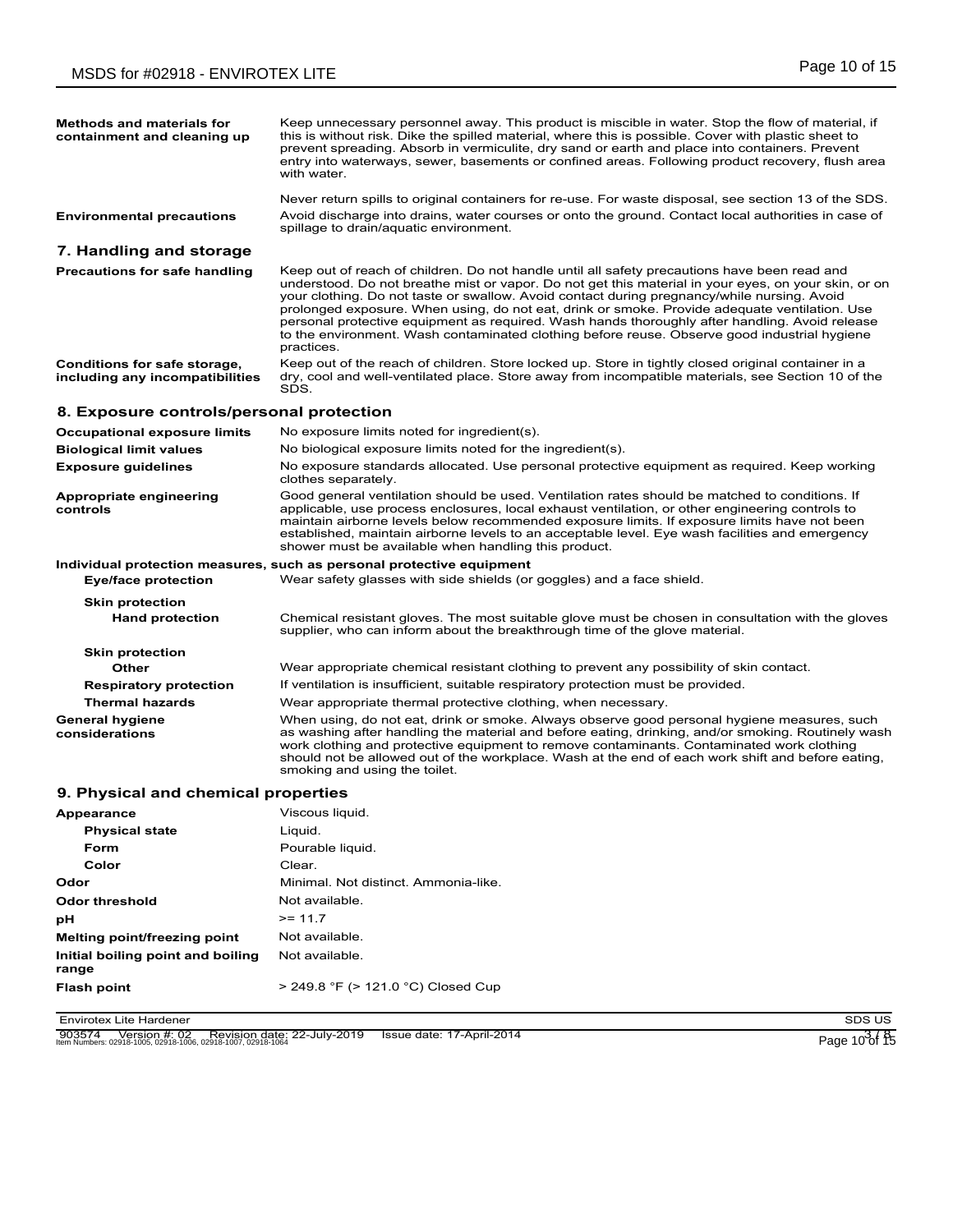| | |
|---|---|
| **Methods and materials for containment and cleaning up** | Keep unnecessary personnel away. This product is miscible in water. Stop the flow of material, if this is without risk. Dike the spilled material, where this is possible. Cover with plastic sheet to prevent spreading. Absorb in vermiculite, dry sand or earth and place into containers. Prevent entry into waterways, sewer, basements or confined areas. Following product recovery, flush area with water. |
| | Never return spills to original containers for re-use. For waste disposal, see section 13 of the SDS. |
| **Environmental precautions** | Avoid discharge into drains, water courses or onto the ground. Contact local authorities in case of spillage to drain/aquatic environment. |

## 7. Handling and storage

| | |
|---|---|
| **Precautions for safe handling** | Keep out of reach of children. Do not handle until all safety precautions have been read and understood. Do not breathe mist or vapor. Do not get this material in your eyes, on your skin, or on your clothing. Do not taste or swallow. Avoid contact during pregnancy/while nursing. Avoid prolonged exposure. When using, do not eat, drink or smoke. Provide adequate ventilation. Use personal protective equipment as required. Wash hands thoroughly after handling. Avoid release to the environment. Wash contaminated clothing before reuse. Observe good industrial hygiene practices. |
| **Conditions for safe storage, including any incompatibilities** | Keep out of the reach of children. Store locked up. Store in tightly closed original container in a dry, cool and well-ventilated place. Store away from incompatible materials, see Section 10 of the SDS. |

## 8. Exposure controls/personal protection

| | |
|---|---|
| **Occupational exposure limits** | No exposure limits noted for ingredient(s). |
| **Biological limit values** | No biological exposure limits noted for the ingredient(s). |
| **Exposure guidelines** | No exposure standards allocated. Use personal protective equipment as required. Keep working clothes separately. |
| **Appropriate engineering controls** | Good general ventilation should be used. Ventilation rates should be matched to conditions. If applicable, use process enclosures, local exhaust ventilation, or other engineering controls to maintain airborne levels below recommended exposure limits. If exposure limits have not been established, maintain airborne levels to an acceptable level. Eye wash facilities and emergency shower must be available when handling this product. |

**Individual protection measures, such as personal protective equipment**

| | |
|---|---|
| **Eye/face protection** | Wear safety glasses with side shields (or goggles) and a face shield. |
| **Skin protection** | |
| **Hand protection** | Chemical resistant gloves. The most suitable glove must be chosen in consultation with the gloves supplier, who can inform about the breakthrough time of the glove material. |
| **Skin protection** | |
| **Other** | Wear appropriate chemical resistant clothing to prevent any possibility of skin contact. |
| **Respiratory protection** | If ventilation is insufficient, suitable respiratory protection must be provided. |
| **Thermal hazards** | Wear appropriate thermal protective clothing, when necessary. |
| **General hygiene considerations** | When using, do not eat, drink or smoke. Always observe good personal hygiene measures, such as washing after handling the material and before eating, drinking, and/or smoking. Routinely wash work clothing and protective equipment to remove contaminants. Contaminated work clothing should not be allowed out of the workplace. Wash at the end of each work shift and before eating, smoking and using the toilet. |

## 9. Physical and chemical properties

| | |
|---|---|
| **Appearance** | Viscous liquid. |
| **Physical state** | Liquid. |
| **Form** | Pourable liquid. |
| **Color** | Clear. |
| **Odor** | Minimal. Not distinct. Ammonia-like. |
| **Odor threshold** | Not available. |
| **pH** | >= 11.7 |
| **Melting point/freezing point** | Not available. |
| **Initial boiling point and boiling range** | Not available. |
| **Flash point** | > 249.8 °F (> 121.0 °C) Closed Cup |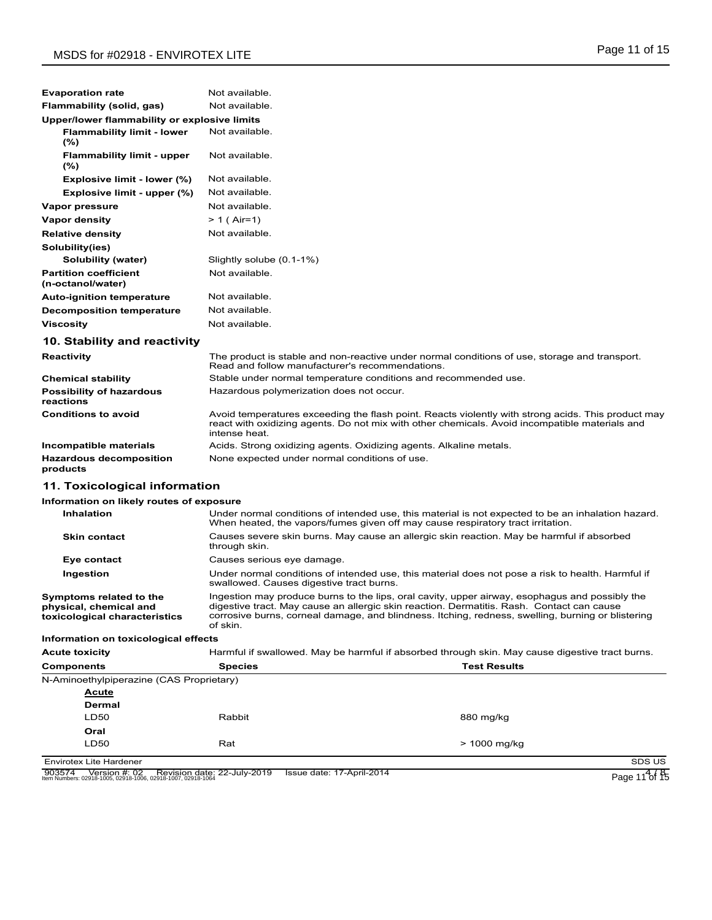| | |
|---|---|
| **Evaporation rate** | Not available. |
| **Flammability (solid, gas)** | Not available. |
| **Upper/lower flammability or explosive limits** | |
| **Flammability limit - lower (%)** | Not available. |
| **Flammability limit - upper (%)** | Not available. |
| **Explosive limit - lower (%)** | Not available. |
| **Explosive limit - upper (%)** | Not available. |
| **Vapor pressure** | Not available. |
| **Vapor density** | > 1 ( Air=1) |
| **Relative density** | Not available. |
| **Solubility(ies)** | |
| **Solubility (water)** | Slightly solube (0.1-1%) |
| **Partition coefficient (n-octanol/water)** | Not available. |
| **Auto-ignition temperature** | Not available. |
| **Decomposition temperature** | Not available. |
| **Viscosity** | Not available. |

## 10. Stability and reactivity

| | |
|---|---|
| **Reactivity** | The product is stable and non-reactive under normal conditions of use, storage and transport. Read and follow manufacturer's recommendations. |
| **Chemical stability** | Stable under normal temperature conditions and recommended use. |
| **Possibility of hazardous reactions** | Hazardous polymerization does not occur. |
| **Conditions to avoid** | Avoid temperatures exceeding the flash point. Reacts violently with strong acids. This product may react with oxidizing agents. Do not mix with other chemicals. Avoid incompatible materials and intense heat. |
| **Incompatible materials** | Acids. Strong oxidizing agents. Oxidizing agents. Alkaline metals. |
| **Hazardous decomposition products** | None expected under normal conditions of use. |

## 11. Toxicological information

**Information on likely routes of exposure**

| | |
|---|---|
| **Inhalation** | Under normal conditions of intended use, this material is not expected to be an inhalation hazard. When heated, the vapors/fumes given off may cause respiratory tract irritation. |
| **Skin contact** | Causes severe skin burns. May cause an allergic skin reaction. May be harmful if absorbed through skin. |
| **Eye contact** | Causes serious eye damage. |
| **Ingestion** | Under normal conditions of intended use, this material does not pose a risk to health. Harmful if swallowed. Causes digestive tract burns. |
| **Symptoms related to the physical, chemical and toxicological characteristics** | Ingestion may produce burns to the lips, oral cavity, upper airway, esophagus and possibly the digestive tract. May cause an allergic skin reaction. Dermatitis. Rash. Contact can cause corrosive burns, corneal damage, and blindness. Itching, redness, swelling, burning or blistering of skin. |

**Information on toxicological effects**

| | |
|---|---|
| **Acute toxicity** | Harmful if swallowed. May be harmful if absorbed through skin. May cause digestive tract burns. |

| Components | Species | Test Results |
|---|---|---|
| N-Aminoethylpiperazine (CAS Proprietary) | | |
| **Acute** | | |
| **Dermal** | | |
| LD50 | Rabbit | 880 mg/kg |
| **Oral** | | |
| LD50 | Rat | > 1000 mg/kg |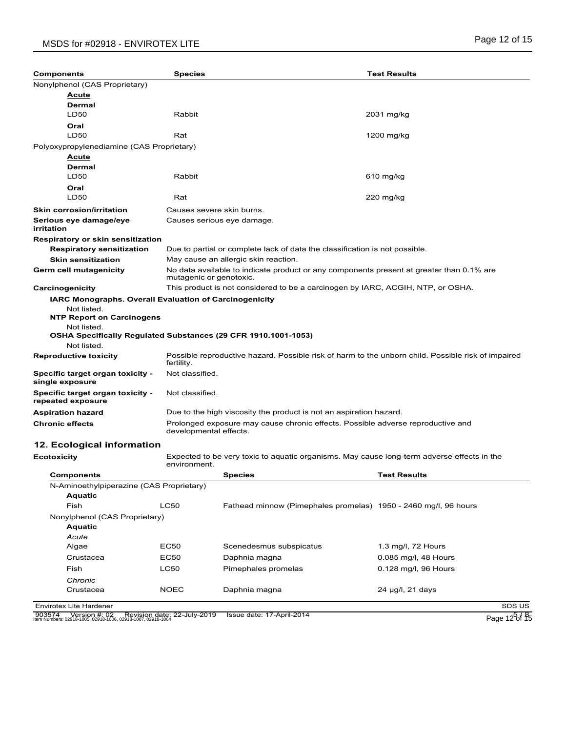| Components | Species | Test Results |
|---|---|---|
| Nonylphenol (CAS Proprietary) | | |
| **Acute** | | |
| **Dermal** | | |
| LD50 | Rabbit | 2031 mg/kg |
| **Oral** | | |
| LD50 | Rat | 1200 mg/kg |
| Polyoxypropylenediamine (CAS Proprietary) | | |
| **Acute** | | |
| **Dermal** | | |
| LD50 | Rabbit | 610 mg/kg |
| **Oral** | | |
| LD50 | Rat | 220 mg/kg |

**Skin corrosion/irritation** Causes severe skin burns.

**Serious eye damage/eye irritation** Causes serious eye damage.

**Respiratory or skin sensitization**

**Respiratory sensitization** Due to partial or complete lack of data the classification is not possible.

**Skin sensitization** May cause an allergic skin reaction.

**Germ cell mutagenicity** No data available to indicate product or any components present at greater than 0.1% are mutagenic or genotoxic.

**Carcinogenicity** This product is not considered to be a carcinogen by IARC, ACGIH, NTP, or OSHA.

**IARC Monographs. Overall Evaluation of Carcinogenicity**

Not listed.

**NTP Report on Carcinogens**

Not listed.

**OSHA Specifically Regulated Substances (29 CFR 1910.1001-1053)**

Not listed.

**Reproductive toxicity** Possible reproductive hazard. Possible risk of harm to the unborn child. Possible risk of impaired fertility.

**Specific target organ toxicity - single exposure** Not classified.

**Specific target organ toxicity - repeated exposure** Not classified.

**Aspiration hazard** Due to the high viscosity the product is not an aspiration hazard.

**Chronic effects** Prolonged exposure may cause chronic effects. Possible adverse reproductive and developmental effects.

## 12. Ecological information

**Ecotoxicity** Expected to be very toxic to aquatic organisms. May cause long-term adverse effects in the environment.

| Components | | Species | Test Results |
|---|---|---|---|
| N-Aminoethylpiperazine (CAS Proprietary) | | | |
| **Aquatic** | | | |
| Fish | LC50 | Fathead minnow (Pimephales promelas) | 1950 - 2460 mg/l, 96 hours |
| Nonylphenol (CAS Proprietary) | | | |
| **Aquatic** | | | |
| *Acute* | | | |
| Algae | EC50 | Scenedesmus subspicatus | 1.3 mg/l, 72 Hours |
| Crustacea | EC50 | Daphnia magna | 0.085 mg/l, 48 Hours |
| Fish | LC50 | Pimephales promelas | 0.128 mg/l, 96 Hours |
| *Chronic* | | | |
| Crustacea | NOEC | Daphnia magna | 24 µg/l, 21 days |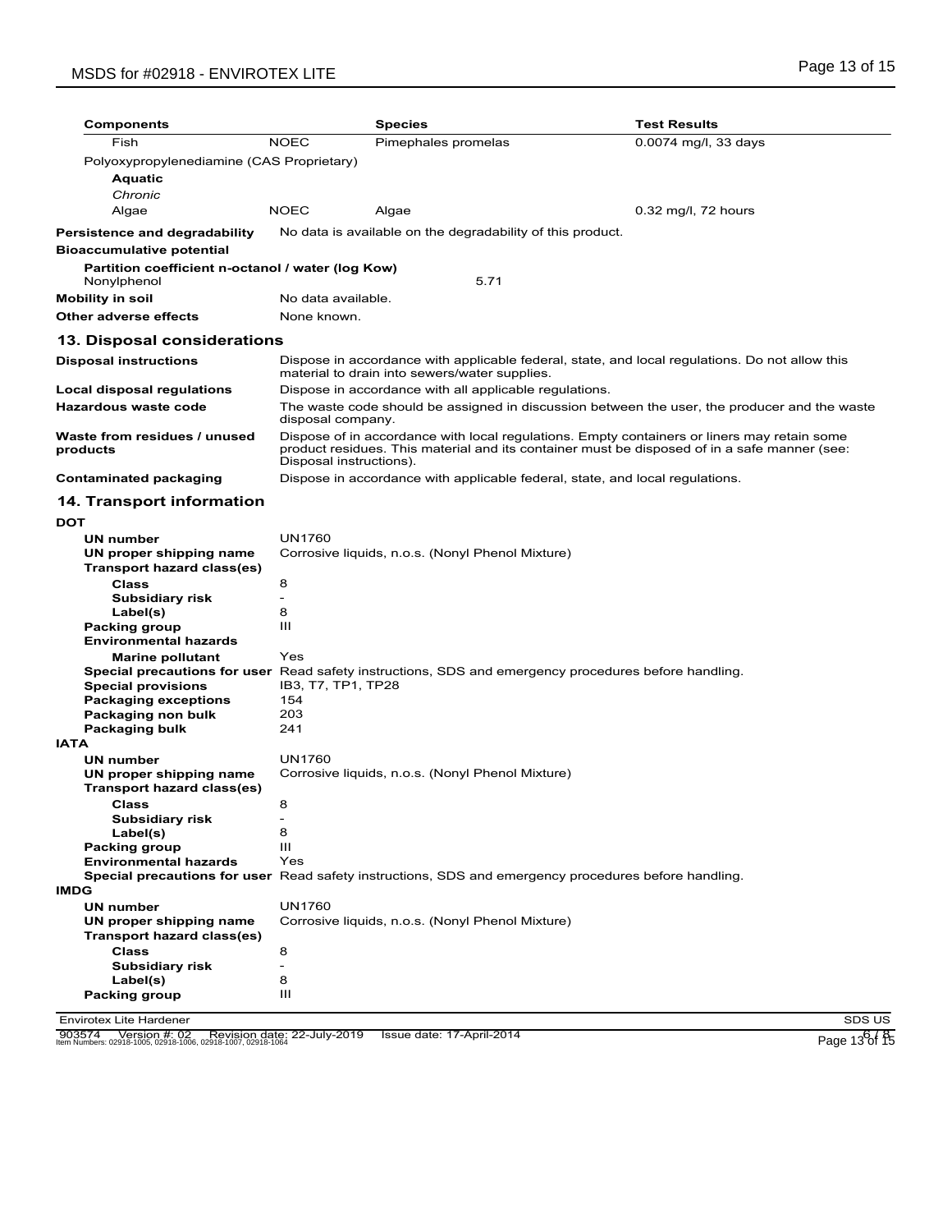| Components | | Species | Test Results |
| --- | --- | --- | --- |
| Fish | NOEC | Pimephales promelas | 0.0074 mg/l, 33 days |
| Polyoxypropylenediamine (CAS Proprietary) | | | |
| **Aquatic** | | | |
| *Chronic* | | | |
| Algae | NOEC | Algae | 0.32 mg/l, 72 hours |

**Persistence and degradability** No data is available on the degradability of this product.

**Bioaccumulative potential**

**Partition coefficient n-octanol / water (log Kow)**

Nonylphenol 5.71

**Mobility in soil** No data available.

**Other adverse effects** None known.

## 13. Disposal considerations

**Disposal instructions** Dispose in accordance with applicable federal, state, and local regulations. Do not allow this material to drain into sewers/water supplies.

**Local disposal regulations** Dispose in accordance with all applicable regulations.

**Hazardous waste code** The waste code should be assigned in discussion between the user, the producer and the waste disposal company.

**Waste from residues / unused products** Dispose of in accordance with local regulations. Empty containers or liners may retain some product residues. This material and its container must be disposed of in a safe manner (see: Disposal instructions).

**Contaminated packaging** Dispose in accordance with applicable federal, state, and local regulations.

## 14. Transport information

**DOT**

- **UN number** UN1760
- **UN proper shipping name** Corrosive liquids, n.o.s. (Nonyl Phenol Mixture)
- **Transport hazard class(es)**
  - **Class** 8
  - **Subsidiary risk** -
  - **Label(s)** 8
- **Packing group** III
- **Environmental hazards**
  - **Marine pollutant** Yes
- **Special precautions for user** Read safety instructions, SDS and emergency procedures before handling.
- **Special provisions** IB3, T7, TP1, TP28
- **Packaging exceptions** 154
- **Packaging non bulk** 203
- **Packaging bulk** 241

**IATA**

- **UN number** UN1760
- **UN proper shipping name** Corrosive liquids, n.o.s. (Nonyl Phenol Mixture)
- **Transport hazard class(es)**
  - **Class** 8
  - **Subsidiary risk** -
  - **Label(s)** 8
- **Packing group** III
- **Environmental hazards** Yes
- **Special precautions for user** Read safety instructions, SDS and emergency procedures before handling.

**IMDG**

- **UN number** UN1760
- **UN proper shipping name** Corrosive liquids, n.o.s. (Nonyl Phenol Mixture)
- **Transport hazard class(es)**
  - **Class** 8
  - **Subsidiary risk** -
  - **Label(s)** 8
- **Packing group** III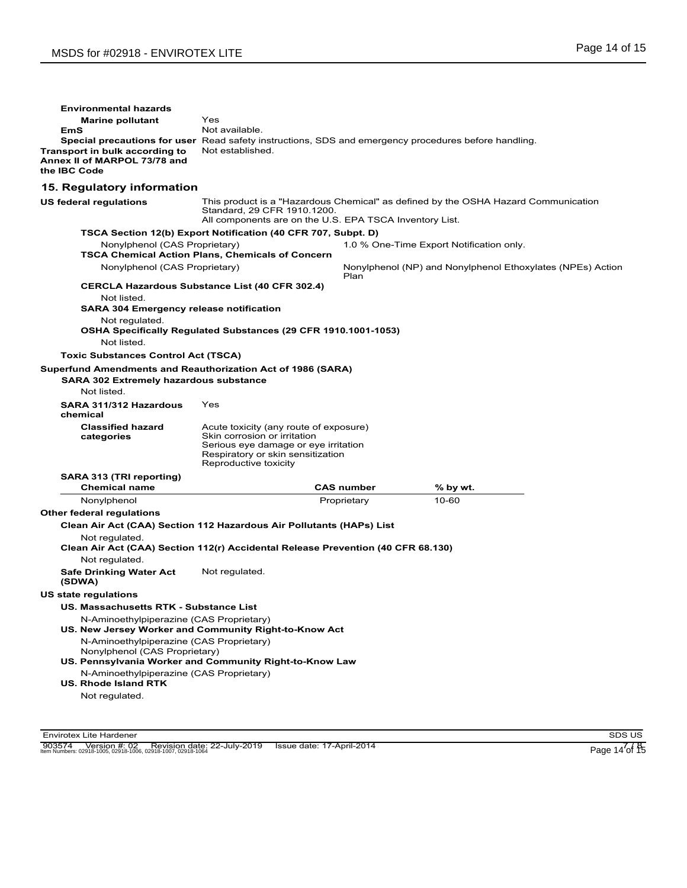**Environmental hazards**

**Marine pollutant** Yes

**EmS** Not available.

**Special precautions for user** Read safety instructions, SDS and emergency procedures before handling.

**Transport in bulk according to Annex II of MARPOL 73/78 and the IBC Code** Not established.

## 15. Regulatory information

**US federal regulations** This product is a "Hazardous Chemical" as defined by the OSHA Hazard Communication Standard, 29 CFR 1910.1200.
All components are on the U.S. EPA TSCA Inventory List.

**TSCA Section 12(b) Export Notification (40 CFR 707, Subpt. D)**

Nonylphenol (CAS Proprietary) 1.0 % One-Time Export Notification only.

**TSCA Chemical Action Plans, Chemicals of Concern**

Nonylphenol (CAS Proprietary) Nonylphenol (NP) and Nonylphenol Ethoxylates (NPEs) Action Plan

**CERCLA Hazardous Substance List (40 CFR 302.4)**

Not listed.

**SARA 304 Emergency release notification**

Not regulated.

**OSHA Specifically Regulated Substances (29 CFR 1910.1001-1053)**

Not listed.

**Toxic Substances Control Act (TSCA)**

**Superfund Amendments and Reauthorization Act of 1986 (SARA)**

**SARA 302 Extremely hazardous substance**

Not listed.

**SARA 311/312 Hazardous chemical** Yes

**Classified hazard categories**
Acute toxicity (any route of exposure)
Skin corrosion or irritation
Serious eye damage or eye irritation
Respiratory or skin sensitization
Reproductive toxicity

**SARA 313 (TRI reporting)**

| Chemical name | CAS number | % by wt. |
|---|---|---|
| Nonylphenol | Proprietary | 10-60 |

**Other federal regulations**

**Clean Air Act (CAA) Section 112 Hazardous Air Pollutants (HAPs) List**

Not regulated.

**Clean Air Act (CAA) Section 112(r) Accidental Release Prevention (40 CFR 68.130)**

Not regulated.

**Safe Drinking Water Act (SDWA)** Not regulated.

**US state regulations**

**US. Massachusetts RTK - Substance List**

N-Aminoethylpiperazine (CAS Proprietary)

**US. New Jersey Worker and Community Right-to-Know Act**

N-Aminoethylpiperazine (CAS Proprietary)
Nonylphenol (CAS Proprietary)

**US. Pennsylvania Worker and Community Right-to-Know Law**

N-Aminoethylpiperazine (CAS Proprietary)

**US. Rhode Island RTK**

Not regulated.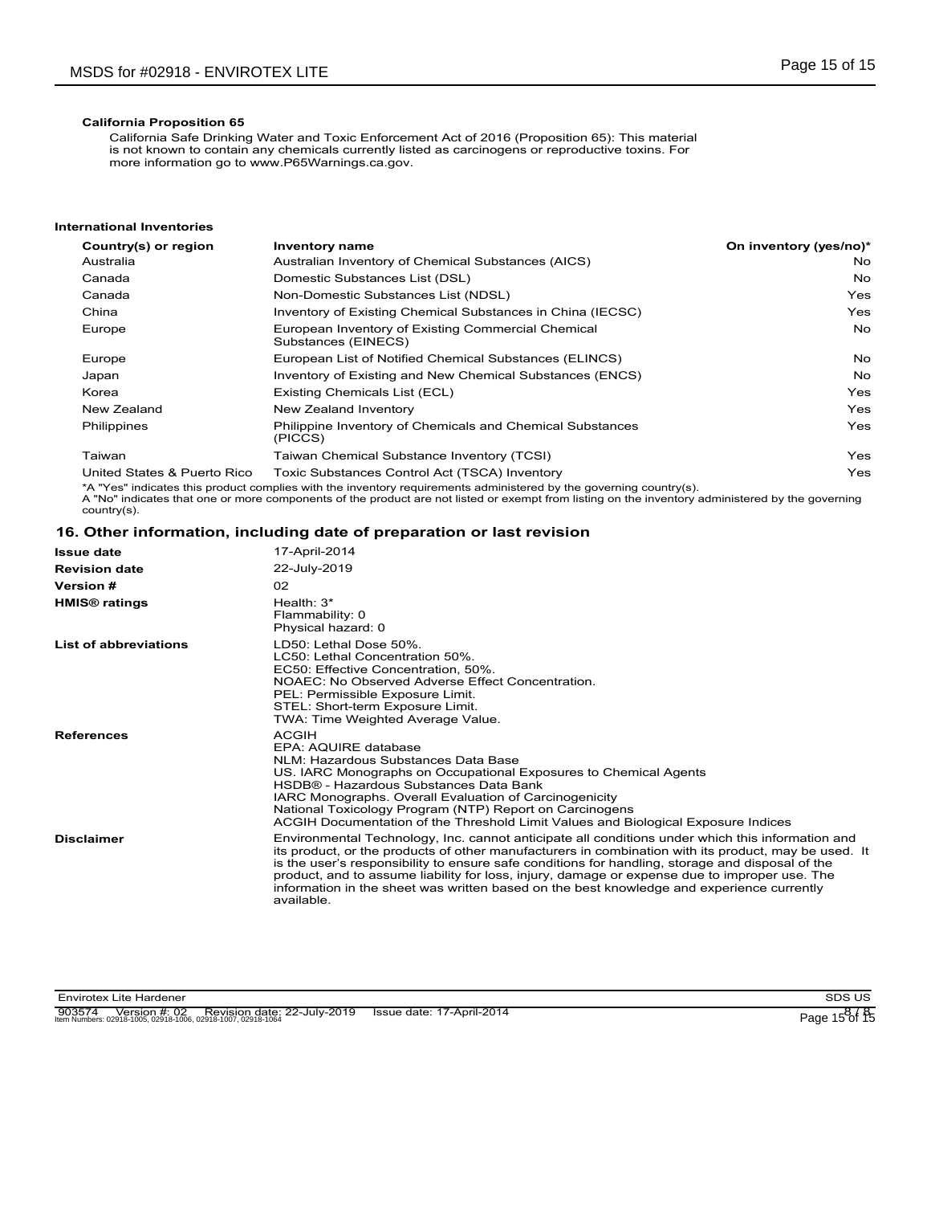**California Proposition 65**

California Safe Drinking Water and Toxic Enforcement Act of 2016 (Proposition 65): This material is not known to contain any chemicals currently listed as carcinogens or reproductive toxins. For more information go to www.P65Warnings.ca.gov.

**International Inventories**

| Country(s) or region | Inventory name | On inventory (yes/no)* |
|---|---|---|
| Australia | Australian Inventory of Chemical Substances (AICS) | No |
| Canada | Domestic Substances List (DSL) | No |
| Canada | Non-Domestic Substances List (NDSL) | Yes |
| China | Inventory of Existing Chemical Substances in China (IECSC) | Yes |
| Europe | European Inventory of Existing Commercial Chemical Substances (EINECS) | No |
| Europe | European List of Notified Chemical Substances (ELINCS) | No |
| Japan | Inventory of Existing and New Chemical Substances (ENCS) | No |
| Korea | Existing Chemicals List (ECL) | Yes |
| New Zealand | New Zealand Inventory | Yes |
| Philippines | Philippine Inventory of Chemicals and Chemical Substances (PICCS) | Yes |
| Taiwan | Taiwan Chemical Substance Inventory (TCSI) | Yes |
| United States & Puerto Rico | Toxic Substances Control Act (TSCA) Inventory | Yes |

*A "Yes" indicates this product complies with the inventory requirements administered by the governing country(s).
A "No" indicates that one or more components of the product are not listed or exempt from listing on the inventory administered by the governing country(s).

## 16. Other information, including date of preparation or last revision

**Issue date** 17-April-2014

**Revision date** 22-July-2019

**Version #** 02

**HMIS® ratings**
Health: 3*
Flammability: 0
Physical hazard: 0

**List of abbreviations**
LD50: Lethal Dose 50%.
LC50: Lethal Concentration 50%.
EC50: Effective Concentration, 50%.
NOAEC: No Observed Adverse Effect Concentration.
PEL: Permissible Exposure Limit.
STEL: Short-term Exposure Limit.
TWA: Time Weighted Average Value.

**References**
ACGIH
EPA: AQUIRE database
NLM: Hazardous Substances Data Base
US. IARC Monographs on Occupational Exposures to Chemical Agents
HSDB® - Hazardous Substances Data Bank
IARC Monographs. Overall Evaluation of Carcinogenicity
National Toxicology Program (NTP) Report on Carcinogens
ACGIH Documentation of the Threshold Limit Values and Biological Exposure Indices

**Disclaimer**
Environmental Technology, Inc. cannot anticipate all conditions under which this information and its product, or the products of other manufacturers in combination with its product, may be used. It is the user's responsibility to ensure safe conditions for handling, storage and disposal of the product, and to assume liability for loss, injury, damage or expense due to improper use. The information in the sheet was written based on the best knowledge and experience currently available.